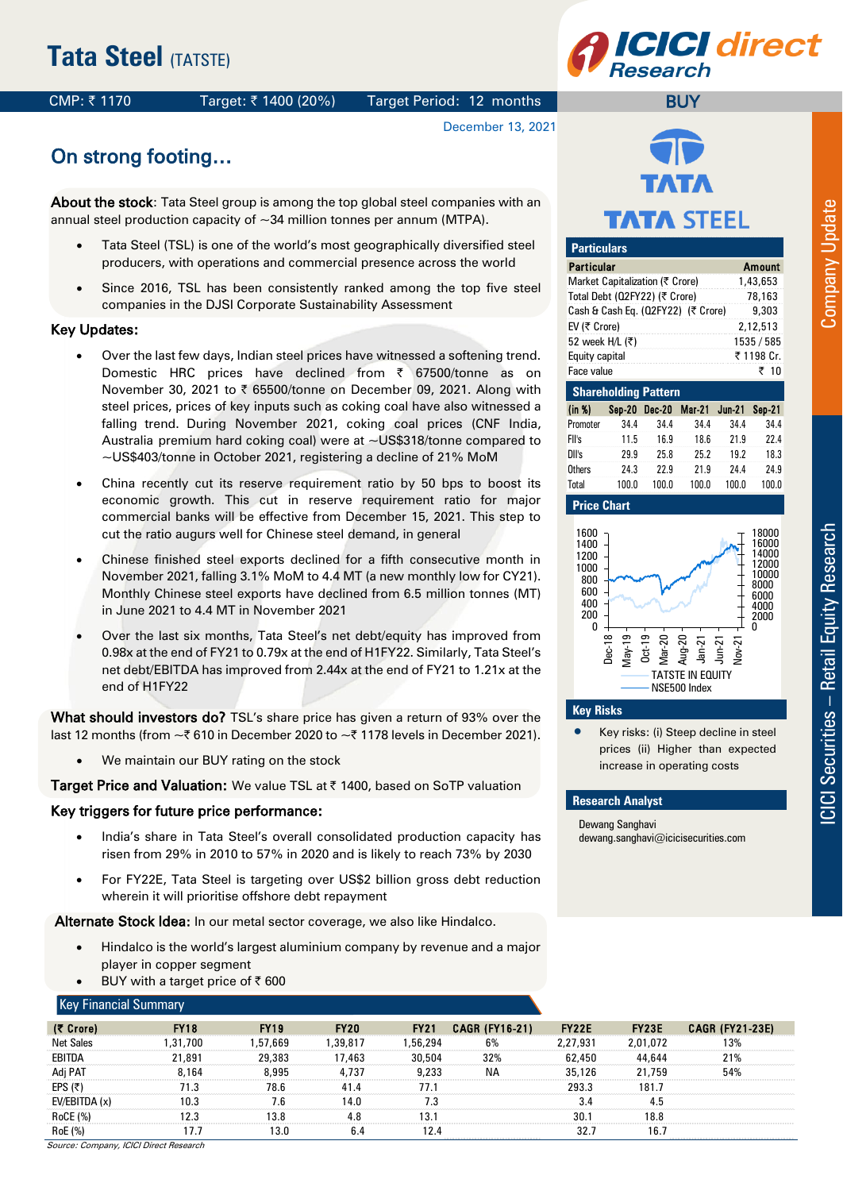# Tata Steel (TATSTE)

CMP: ₹ 1170 | Target: ₹ 1400 (20%) | Target Period: 12 months | **BUY**

December 13, 2021

## On strong footing…

**About the stock**: Tata Steel group is among the top global steel companies with an annual steel production capacity of ~34 million tonnes per annum (MTPA).

- Tata Steel (TSL) is one of the world's most geographically diversified steel producers, with operations and commercial presence across the world
- Since 2016, TSL has been consistently ranked among the top five steel companies in the DJSI Corporate Sustainability Assessment

### Key Updates:

- Over the last few days, Indian steel prices have witnessed a softening trend. Domestic HRC prices have declined from ₹ 67500/tonne as on November 30, 2021 to ₹ 65500/tonne on December 09, 2021. Along with steel prices, prices of key inputs such as coking coal have also witnessed a falling trend. During November 2021, coking coal prices (CNF India, Australia premium hard coking coal) were at ~US$318/tonne compared to ~US$403/tonne in October 2021, registering a decline of 21% MoM
- China recently cut its reserve requirement ratio by 50 bps to boost its economic growth. This cut in reserve requirement ratio for major commercial banks will be effective from December 15, 2021. This step to cut the ratio augurs well for Chinese steel demand, in general
- Chinese finished steel exports declined for a fifth consecutive month in November 2021, falling 3.1% MoM to 4.4 MT (a new monthly low for CY21). Monthly Chinese steel exports have declined from 6.5 million tonnes (MT) in June 2021 to 4.4 MT in November 2021
- Over the last six months, Tata Steel's net debt/equity has improved from 0.98x at the end of FY21 to 0.79x at the end of H1FY22. Similarly, Tata Steel's net debt/EBITDA has improved from 2.44x at the end of FY21 to 1.21x at the end of H1FY22

**What should investors do?** TSL's share price has given a return of 93% over the last 12 months (from ~₹ 610 in December 2020 to ~₹ 1178 levels in December 2021).

- We maintain our BUY rating on the stock

**Target Price and Valuation:** We value TSL at ₹ 1400, based on SoTP valuation

### Key triggers for future price performance:

- India's share in Tata Steel's overall consolidated production capacity has risen from 29% in 2010 to 57% in 2020 and is likely to reach 73% by 2030
- For FY22E, Tata Steel is targeting over US$2 billion gross debt reduction wherein it will prioritise offshore debt repayment

**Alternate Stock Idea:** In our metal sector coverage, we also like Hindalco.

- Hindalco is the world's largest aluminium company by revenue and a major player in copper segment
- BUY with a target price of ₹ 600

### Particulars

| Particular | Amount |
|---|---|
| Market Capitalization (₹ Crore) | 1,43,653 |
| Total Debt (Q2FY22) (₹ Crore) | 78,163 |
| Cash & Cash Eq. (Q2FY22) (₹ Crore) | 9,303 |
| EV (₹ Crore) | 2,12,513 |
| 52 week H/L (₹) | 1535 / 585 |
| Equity capital | ₹ 1198 Cr. |
| Face value | ₹ 10 |

### Shareholding Pattern

| (in %) | Sep-20 | Dec-20 | Mar-21 | Jun-21 | Sep-21 |
|---|---|---|---|---|---|
| Promoter | 34.4 | 34.4 | 34.4 | 34.4 | 34.4 |
| FII's | 11.5 | 16.9 | 18.6 | 21.9 | 22.4 |
| DII's | 29.9 | 25.8 | 25.2 | 19.2 | 18.3 |
| Others | 24.3 | 22.9 | 21.9 | 24.4 | 24.9 |
| Total | 100.0 | 100.0 | 100.0 | 100.0 | 100.0 |

### Price Chart

TATSTE IN EQUITY / NSE500 Index

### Key Risks

- Key risks: (i) Steep decline in steel prices (ii) Higher than expected increase in operating costs

### Research Analyst

Dewang Sanghavi
dewang.sanghavi@icicisecurities.com

### Key Financial Summary

| (₹ Crore) | FY18 | FY19 | FY20 | FY21 | CAGR (FY16-21) | FY22E | FY23E | CAGR (FY21-23E) |
|---|---|---|---|---|---|---|---|---|
| Net Sales | 1,31,700 | 1,57,669 | 1,39,817 | 1,56,294 | 6% | 2,27,931 | 2,01,072 | 13% |
| EBITDA | 21,891 | 29,383 | 17,463 | 30,504 | 32% | 62,450 | 44,644 | 21% |
| Adj PAT | 8,164 | 8,995 | 4,737 | 9,233 | NA | 35,126 | 21,759 | 54% |
| EPS (₹) | 71.3 | 78.6 | 41.4 | 77.1 | | 293.3 | 181.7 | |
| EV/EBITDA (x) | 10.3 | 7.6 | 14.0 | 7.3 | | 3.4 | 4.5 | |
| RoCE (%) | 12.3 | 13.8 | 4.8 | 13.1 | | 30.1 | 18.8 | |
| RoE (%) | 17.7 | 13.0 | 6.4 | 12.4 | | 32.7 | 16.7 | |

*Source: Company, ICICI Direct Research*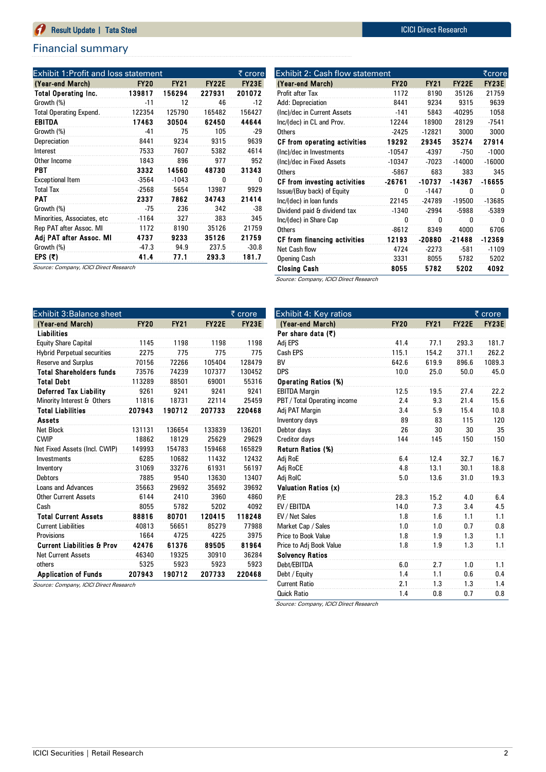## Financial summary

**Exhibit 1: Profit and loss statement** (₹ crore)

| (Year-end March) | FY20 | FY21 | FY22E | FY23E |
|---|---|---|---|---|
| **Total Operating Inc.** | **139817** | **156294** | **227931** | **201072** |
| Growth (%) | -11 | 12 | 46 | -12 |
| Total Operating Expend. | 122354 | 125790 | 165482 | 156427 |
| **EBITDA** | **17463** | **30504** | **62450** | **44644** |
| Growth (%) | -41 | 75 | 105 | -29 |
| Depreciation | 8441 | 9234 | 9315 | 9639 |
| Interest | 7533 | 7607 | 5382 | 4614 |
| Other Income | 1843 | 896 | 977 | 952 |
| **PBT** | **3332** | **14560** | **48730** | **31343** |
| Exceptional Item | -3564 | -1043 | 0 | 0 |
| Total Tax | -2568 | 5654 | 13987 | 9929 |
| **PAT** | **2337** | **7862** | **34743** | **21414** |
| Growth (%) | -75 | 236 | 342 | -38 |
| Minorities, Associates, etc | -1164 | 327 | 383 | 345 |
| Rep PAT after Assoc. MI | 1172 | 8190 | 35126 | 21759 |
| **Adj PAT after Assoc. MI** | **4737** | **9233** | **35126** | **21759** |
| Growth (%) | -47.3 | 94.9 | 237.5 | -30.8 |
| **EPS (₹)** | **41.4** | **77.1** | **293.3** | **181.7** |

*Source: Company, ICICI Direct Research*

**Exhibit 2: Cash flow statement** (₹ crore)

| (Year-end March) | FY20 | FY21 | FY22E | FY23E |
|---|---|---|---|---|
| Profit after Tax | 1172 | 8190 | 35126 | 21759 |
| Add: Depreciation | 8441 | 9234 | 9315 | 9639 |
| (Inc)/dec in Current Assets | -141 | 5843 | -40295 | 1058 |
| Inc/(dec) in CL and Prov. | 12244 | 18900 | 28129 | -7541 |
| Others | -2425 | -12821 | 3000 | 3000 |
| **CF from operating activities** | **19292** | **29345** | **35274** | **27914** |
| (Inc)/dec in Investments | -10547 | -4397 | -750 | -1000 |
| (Inc)/dec in Fixed Assets | -10347 | -7023 | -14000 | -16000 |
| Others | -5867 | 683 | 383 | 345 |
| **CF from investing activities** | **-26761** | **-10737** | **-14367** | **-16655** |
| Issue/(Buy back) of Equity | 0 | -1447 | 0 | 0 |
| Inc/(dec) in loan funds | 22145 | -24789 | -19500 | -13685 |
| Dividend paid & dividend tax | -1340 | -2994 | -5988 | -5389 |
| Inc/(dec) in Share Cap | 0 | 0 | 0 | 0 |
| Others | -8612 | 8349 | 4000 | 6706 |
| **CF from financing activities** | **12193** | **-20880** | **-21488** | **-12369** |
| Net Cash flow | 4724 | -2273 | -581 | -1109 |
| Opening Cash | 3331 | 8055 | 5782 | 5202 |
| **Closing Cash** | **8055** | **5782** | **5202** | **4092** |

*Source: Company, ICICI Direct Research*

**Exhibit 3: Balance sheet** (₹ crore)

| (Year-end March) | FY20 | FY21 | FY22E | FY23E |
|---|---|---|---|---|
| **Liabilities** | | | | |
| Equity Share Capital | 1145 | 1198 | 1198 | 1198 |
| Hybrid Perpetual securities | 2275 | 775 | 775 | 775 |
| Reserve and Surplus | 70156 | 72266 | 105404 | 128479 |
| **Total Shareholders funds** | **73576** | **74239** | **107377** | **130452** |
| **Total Debt** | **113289** | **88501** | **69001** | **55316** |
| **Deferred Tax Liability** | **9261** | **9241** | **9241** | **9241** |
| Minority Interest & Others | 11816 | 18731 | 22114 | 25459 |
| **Total Liabilities** | **207943** | **190712** | **207733** | **220468** |
| **Assets** | | | | |
| Net Block | 131131 | 136654 | 133839 | 136201 |
| CWIP | 18862 | 18129 | 25629 | 29629 |
| Net Fixed Assets (Incl. CWIP) | 149993 | 154783 | 159468 | 165829 |
| Investments | 6285 | 10682 | 11432 | 12432 |
| Inventory | 31069 | 33276 | 61931 | 56197 |
| Debtors | 7885 | 9540 | 13630 | 13407 |
| Loans and Advances | 35663 | 29692 | 35692 | 39692 |
| Other Current Assets | 6144 | 2410 | 3960 | 4860 |
| Cash | 8055 | 5782 | 5202 | 4092 |
| **Total Current Assets** | **88816** | **80701** | **120415** | **118248** |
| Current Liabilities | 40813 | 56651 | 85279 | 77988 |
| Provisions | 1664 | 4725 | 4225 | 3975 |
| **Current Liabilities & Prov** | **42476** | **61376** | **89505** | **81964** |
| Net Current Assets | 46340 | 19325 | 30910 | 36284 |
| others | 5325 | 5923 | 5923 | 5923 |
| **Application of Funds** | **207943** | **190712** | **207733** | **220468** |

*Source: Company, ICICI Direct Research*

**Exhibit 4: Key ratios** (₹ crore)

| (Year-end March) | FY20 | FY21 | FY22E | FY23E |
|---|---|---|---|---|
| **Per share data (₹)** | | | | |
| Adj EPS | 41.4 | 77.1 | 293.3 | 181.7 |
| Cash EPS | 115.1 | 154.2 | 371.1 | 262.2 |
| BV | 642.6 | 619.9 | 896.6 | 1089.3 |
| DPS | 10.0 | 25.0 | 50.0 | 45.0 |
| **Operating Ratios (%)** | | | | |
| EBITDA Margin | 12.5 | 19.5 | 27.4 | 22.2 |
| PBT / Total Operating income | 2.4 | 9.3 | 21.4 | 15.6 |
| Adj PAT Margin | 3.4 | 5.9 | 15.4 | 10.8 |
| Inventory days | 89 | 83 | 115 | 120 |
| Debtor days | 26 | 30 | 30 | 35 |
| Creditor days | 144 | 145 | 150 | 150 |
| **Return Ratios (%)** | | | | |
| Adj RoE | 6.4 | 12.4 | 32.7 | 16.7 |
| Adj RoCE | 4.8 | 13.1 | 30.1 | 18.8 |
| Adj RoIC | 5.0 | 13.6 | 31.0 | 19.3 |
| **Valuation Ratios (x)** | | | | |
| P/E | 28.3 | 15.2 | 4.0 | 6.4 |
| EV / EBITDA | 14.0 | 7.3 | 3.4 | 4.5 |
| EV / Net Sales | 1.8 | 1.6 | 1.1 | 1.1 |
| Market Cap / Sales | 1.0 | 1.0 | 0.7 | 0.8 |
| Price to Book Value | 1.8 | 1.9 | 1.3 | 1.1 |
| Price to Adj Book Value | 1.8 | 1.9 | 1.3 | 1.1 |
| **Solvency Ratios** | | | | |
| Debt/EBITDA | 6.0 | 2.7 | 1.0 | 1.1 |
| Debt / Equity | 1.4 | 1.1 | 0.6 | 0.4 |
| Current Ratio | 2.1 | 1.3 | 1.3 | 1.4 |
| Quick Ratio | 1.4 | 0.8 | 0.7 | 0.8 |

*Source: Company, ICICI Direct Research*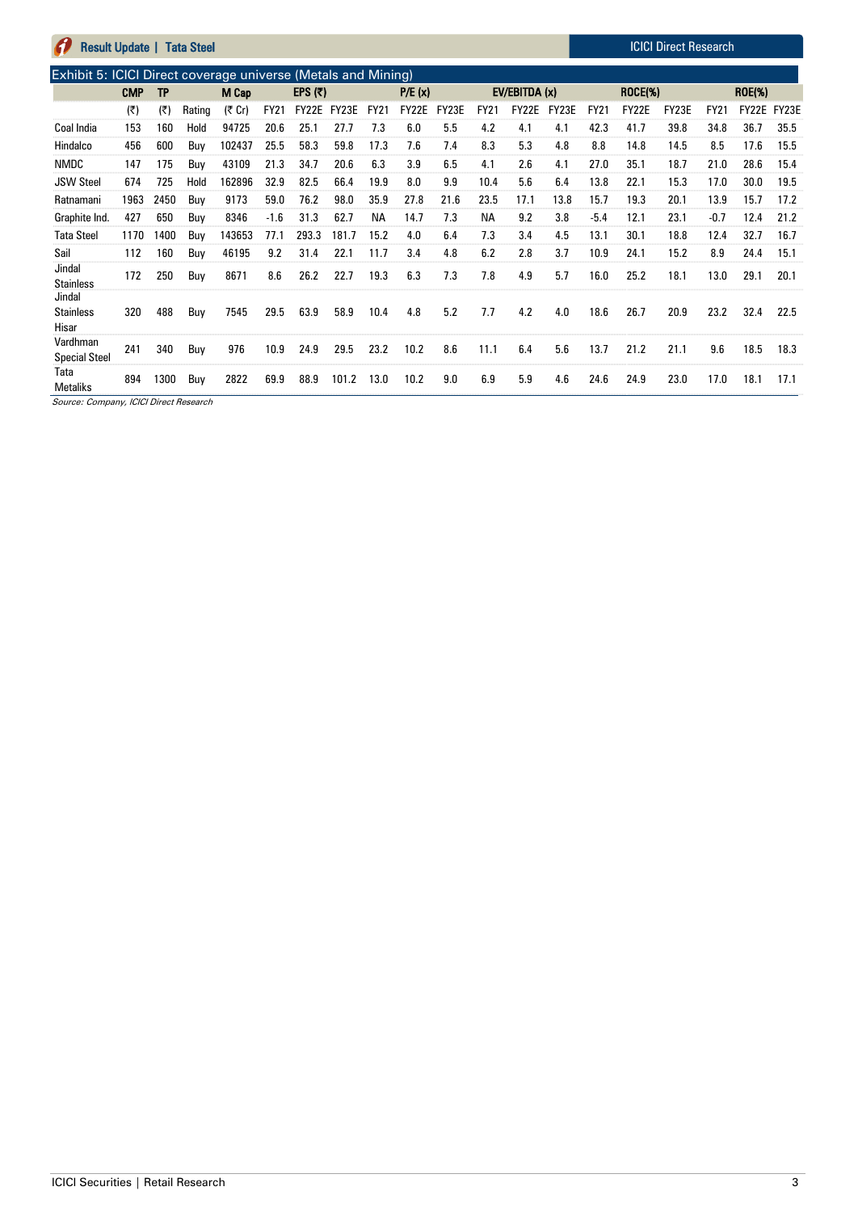Exhibit 5: ICICI Direct coverage universe (Metals and Mining)

| | CMP | TP | | M Cap | EPS (₹) | | | P/E (x) | | | EV/EBITDA (x) | | | ROCE(%) | | | ROE(%) | | |
|---|---|---|---|---|---|---|---|---|---|---|---|---|---|---|---|---|---|---|---|
| | (₹) | (₹) | Rating | (₹ Cr) | FY21 | FY22E | FY23E | FY21 | FY22E | FY23E | FY21 | FY22E | FY23E | FY21 | FY22E | FY23E | FY21 | FY22E | FY23E |
| Coal India | 153 | 160 | Hold | 94725 | 20.6 | 25.1 | 27.7 | 7.3 | 6.0 | 5.5 | 4.2 | 4.1 | 4.1 | 42.3 | 41.7 | 39.8 | 34.8 | 36.7 | 35.5 |
| Hindalco | 456 | 600 | Buy | 102437 | 25.5 | 58.3 | 59.8 | 17.3 | 7.6 | 7.4 | 8.3 | 5.3 | 4.8 | 8.8 | 14.8 | 14.5 | 8.5 | 17.6 | 15.5 |
| NMDC | 147 | 175 | Buy | 43109 | 21.3 | 34.7 | 20.6 | 6.3 | 3.9 | 6.5 | 4.1 | 2.6 | 4.1 | 27.0 | 35.1 | 18.7 | 21.0 | 28.6 | 15.4 |
| JSW Steel | 674 | 725 | Hold | 162896 | 32.9 | 82.5 | 66.4 | 19.9 | 8.0 | 9.9 | 10.4 | 5.6 | 6.4 | 13.8 | 22.1 | 15.3 | 17.0 | 30.0 | 19.5 |
| Ratnamani | 1963 | 2450 | Buy | 9173 | 59.0 | 76.2 | 98.0 | 35.9 | 27.8 | 21.6 | 23.5 | 17.1 | 13.8 | 15.7 | 19.3 | 20.1 | 13.9 | 15.7 | 17.2 |
| Graphite Ind. | 427 | 650 | Buy | 8346 | -1.6 | 31.3 | 62.7 | NA | 14.7 | 7.3 | NA | 9.2 | 3.8 | -5.4 | 12.1 | 23.1 | -0.7 | 12.4 | 21.2 |
| Tata Steel | 1170 | 1400 | Buy | 143653 | 77.1 | 293.3 | 181.7 | 15.2 | 4.0 | 6.4 | 7.3 | 3.4 | 4.5 | 13.1 | 30.1 | 18.8 | 12.4 | 32.7 | 16.7 |
| Sail | 112 | 160 | Buy | 46195 | 9.2 | 31.4 | 22.1 | 11.7 | 3.4 | 4.8 | 6.2 | 2.8 | 3.7 | 10.9 | 24.1 | 15.2 | 8.9 | 24.4 | 15.1 |
| Jindal Stainless | 172 | 250 | Buy | 8671 | 8.6 | 26.2 | 22.7 | 19.3 | 6.3 | 7.3 | 7.8 | 4.9 | 5.7 | 16.0 | 25.2 | 18.1 | 13.0 | 29.1 | 20.1 |
| Jindal Stainless Hisar | 320 | 488 | Buy | 7545 | 29.5 | 63.9 | 58.9 | 10.4 | 4.8 | 5.2 | 7.7 | 4.2 | 4.0 | 18.6 | 26.7 | 20.9 | 23.2 | 32.4 | 22.5 |
| Vardhman Special Steel | 241 | 340 | Buy | 976 | 10.9 | 24.9 | 29.5 | 23.2 | 10.2 | 8.6 | 11.1 | 6.4 | 5.6 | 13.7 | 21.2 | 21.1 | 9.6 | 18.5 | 18.3 |
| Tata Metaliks | 894 | 1300 | Buy | 2822 | 69.9 | 88.9 | 101.2 | 13.0 | 10.2 | 9.0 | 6.9 | 5.9 | 4.6 | 24.6 | 24.9 | 23.0 | 17.0 | 18.1 | 17.1 |

*Source: Company, ICICI Direct Research*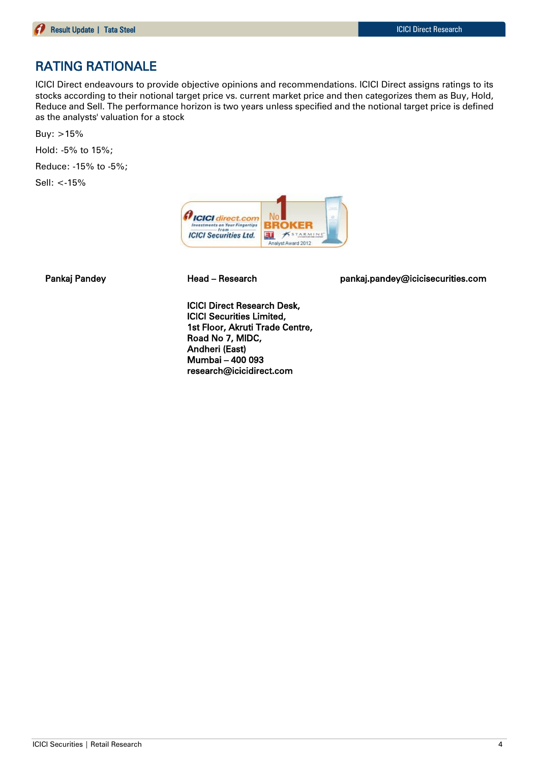## RATING RATIONALE

ICICI Direct endeavours to provide objective opinions and recommendations. ICICI Direct assigns ratings to its stocks according to their notional target price vs. current market price and then categorizes them as Buy, Hold, Reduce and Sell. The performance horizon is two years unless specified and the notional target price is defined as the analysts' valuation for a stock

Buy: >15%

Hold: -5% to 15%;

Reduce: -15% to -5%;

Sell: <-15%

| Pankaj Pandey | Head – Research | pankaj.pandey@icicisecurities.com |
|---|---|---|

**ICICI Direct Research Desk,**
**ICICI Securities Limited,**
**1st Floor, Akruti Trade Centre,**
**Road No 7, MIDC,**
**Andheri (East)**
**Mumbai – 400 093**
**research@icicidirect.com**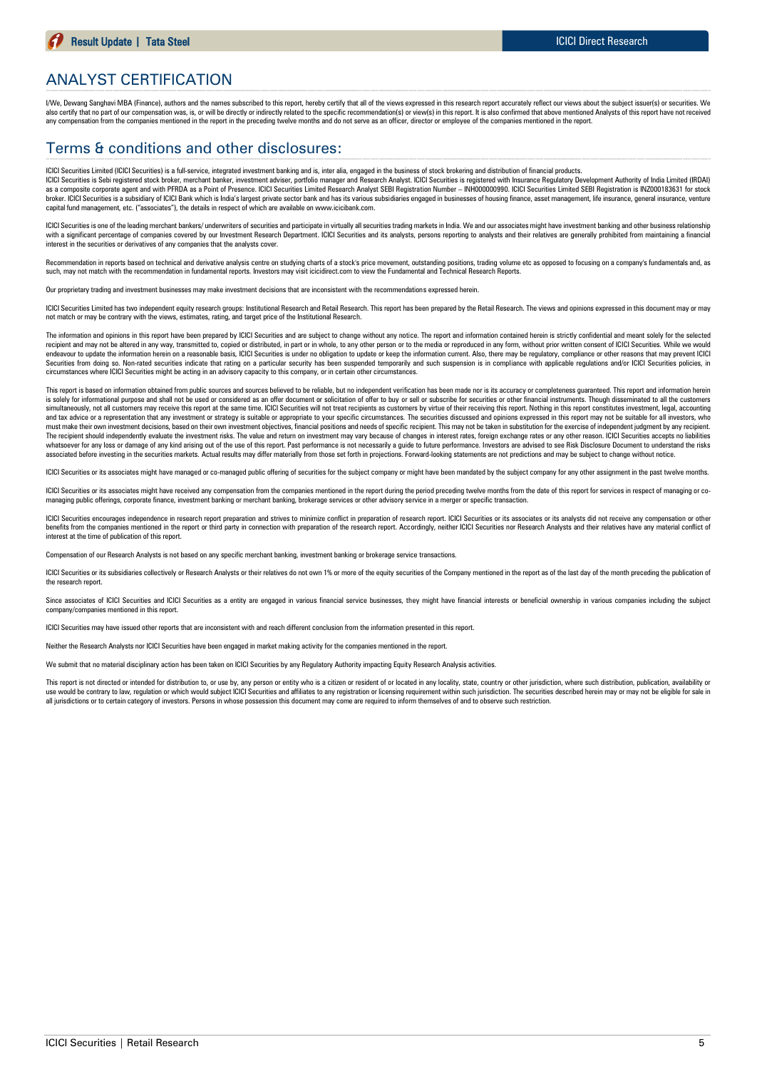## ANALYST CERTIFICATION

I/We, Dewang Sanghavi MBA (Finance), authors and the names subscribed to this report, hereby certify that all of the views expressed in this research report accurately reflect our views about the subject issuer(s) or securities. We also certify that no part of our compensation was, is, or will be directly or indirectly related to the specific recommendation(s) or view(s) in this report. It is also confirmed that above mentioned Analysts of this report have not received any compensation from the companies mentioned in the report in the preceding twelve months and do not serve as an officer, director or employee of the companies mentioned in the report.

## Terms & conditions and other disclosures:

ICICI Securities Limited (ICICI Securities) is a full-service, integrated investment banking and is, inter alia, engaged in the business of stock brokering and distribution of financial products.
ICICI Securities is Sebi registered stock broker, merchant banker, investment adviser, portfolio manager and Research Analyst. ICICI Securities is registered with Insurance Regulatory Development Authority of India Limited (IRDAI) as a composite corporate agent and with PFRDA as a Point of Presence. ICICI Securities Limited Research Analyst SEBI Registration Number – INH000000990. ICICI Securities Limited SEBI Registration is INZ000183631 for stock broker. ICICI Securities is a subsidiary of ICICI Bank which is India's largest private sector bank and has its various subsidiaries engaged in businesses of housing finance, asset management, life insurance, general insurance, venture capital fund management, etc. ("associates"), the details in respect of which are available on www.icicibank.com.

ICICI Securities is one of the leading merchant bankers/ underwriters of securities and participate in virtually all securities trading markets in India. We and our associates might have investment banking and other business relationship with a significant percentage of companies covered by our Investment Research Department. ICICI Securities and its analysts, persons reporting to analysts and their relatives are generally prohibited from maintaining a financial interest in the securities or derivatives of any companies that the analysts cover.

Recommendation in reports based on technical and derivative analysis centre on studying charts of a stock's price movement, outstanding positions, trading volume etc as opposed to focusing on a company's fundamentals and, as such, may not match with the recommendation in fundamental reports. Investors may visit icicidirect.com to view the Fundamental and Technical Research Reports.

Our proprietary trading and investment businesses may make investment decisions that are inconsistent with the recommendations expressed herein.

ICICI Securities Limited has two independent equity research groups: Institutional Research and Retail Research. This report has been prepared by the Retail Research. The views and opinions expressed in this document may or may not match or may be contrary with the views, estimates, rating, and target price of the Institutional Research.

The information and opinions in this report have been prepared by ICICI Securities and are subject to change without any notice. The report and information contained herein is strictly confidential and meant solely for the selected recipient and may not be altered in any way, transmitted to, copied or distributed, in part or in whole, to any other person or to the media or reproduced in any form, without prior written consent of ICICI Securities. While we would endeavour to update the information herein on a reasonable basis, ICICI Securities is under no obligation to update or keep the information current. Also, there may be regulatory, compliance or other reasons that may prevent ICICI Securities from doing so. Non-rated securities indicate that rating on a particular security has been suspended temporarily and such suspension is in compliance with applicable regulations and/or ICICI Securities policies, in circumstances where ICICI Securities might be acting in an advisory capacity to this company, or in certain other circumstances.

This report is based on information obtained from public sources and sources believed to be reliable, but no independent verification has been made nor is its accuracy or completeness guaranteed. This report and information herein is solely for informational purpose and shall not be used or considered as an offer document or solicitation of offer to buy or sell or subscribe for securities or other financial instruments. Though disseminated to all the customers simultaneously, not all customers may receive this report at the same time. ICICI Securities will not treat recipients as customers by virtue of their receiving this report. Nothing in this report constitutes investment, legal, accounting and tax advice or a representation that any investment or strategy is suitable or appropriate to your specific circumstances. The securities discussed and opinions expressed in this report may not be suitable for all investors, who must make their own investment decisions, based on their own investment objectives, financial positions and needs of specific recipient. This may not be taken in substitution for the exercise of independent judgment by any recipient. The recipient should independently evaluate the investment risks. The value and return on investment may vary because of changes in interest rates, foreign exchange rates or any other reason. ICICI Securities accepts no liabilities whatsoever for any loss or damage of any kind arising out of the use of this report. Past performance is not necessarily a guide to future performance. Investors are advised to see Risk Disclosure Document to understand the risks associated before investing in the securities markets. Actual results may differ materially from those set forth in projections. Forward-looking statements are not predictions and may be subject to change without notice.

ICICI Securities or its associates might have managed or co-managed public offering of securities for the subject company or might have been mandated by the subject company for any other assignment in the past twelve months.

ICICI Securities or its associates might have received any compensation from the companies mentioned in the report during the period preceding twelve months from the date of this report for services in respect of managing or co-managing public offerings, corporate finance, investment banking or merchant banking, brokerage services or other advisory service in a merger or specific transaction.

ICICI Securities encourages independence in research report preparation and strives to minimize conflict in preparation of research report. ICICI Securities or its associates or its analysts did not receive any compensation or other benefits from the companies mentioned in the report or third party in connection with preparation of the research report. Accordingly, neither ICICI Securities nor Research Analysts and their relatives have any material conflict of interest at the time of publication of this report.

Compensation of our Research Analysts is not based on any specific merchant banking, investment banking or brokerage service transactions.

ICICI Securities or its subsidiaries collectively or Research Analysts or their relatives do not own 1% or more of the equity securities of the Company mentioned in the report as of the last day of the month preceding the publication of the research report.

Since associates of ICICI Securities and ICICI Securities as a entity are engaged in various financial service businesses, they might have financial interests or beneficial ownership in various companies including the subject company/companies mentioned in this report.

ICICI Securities may have issued other reports that are inconsistent with and reach different conclusion from the information presented in this report.

Neither the Research Analysts nor ICICI Securities have been engaged in market making activity for the companies mentioned in the report.

We submit that no material disciplinary action has been taken on ICICI Securities by any Regulatory Authority impacting Equity Research Analysis activities.

This report is not directed or intended for distribution to, or use by, any person or entity who is a citizen or resident of or located in any locality, state, country or other jurisdiction, where such distribution, publication, availability or use would be contrary to law, regulation or which would subject ICICI Securities and affiliates to any registration or licensing requirement within such jurisdiction. The securities described herein may or may not be eligible for sale in all jurisdictions or to certain category of investors. Persons in whose possession this document may come are required to inform themselves of and to observe such restriction.